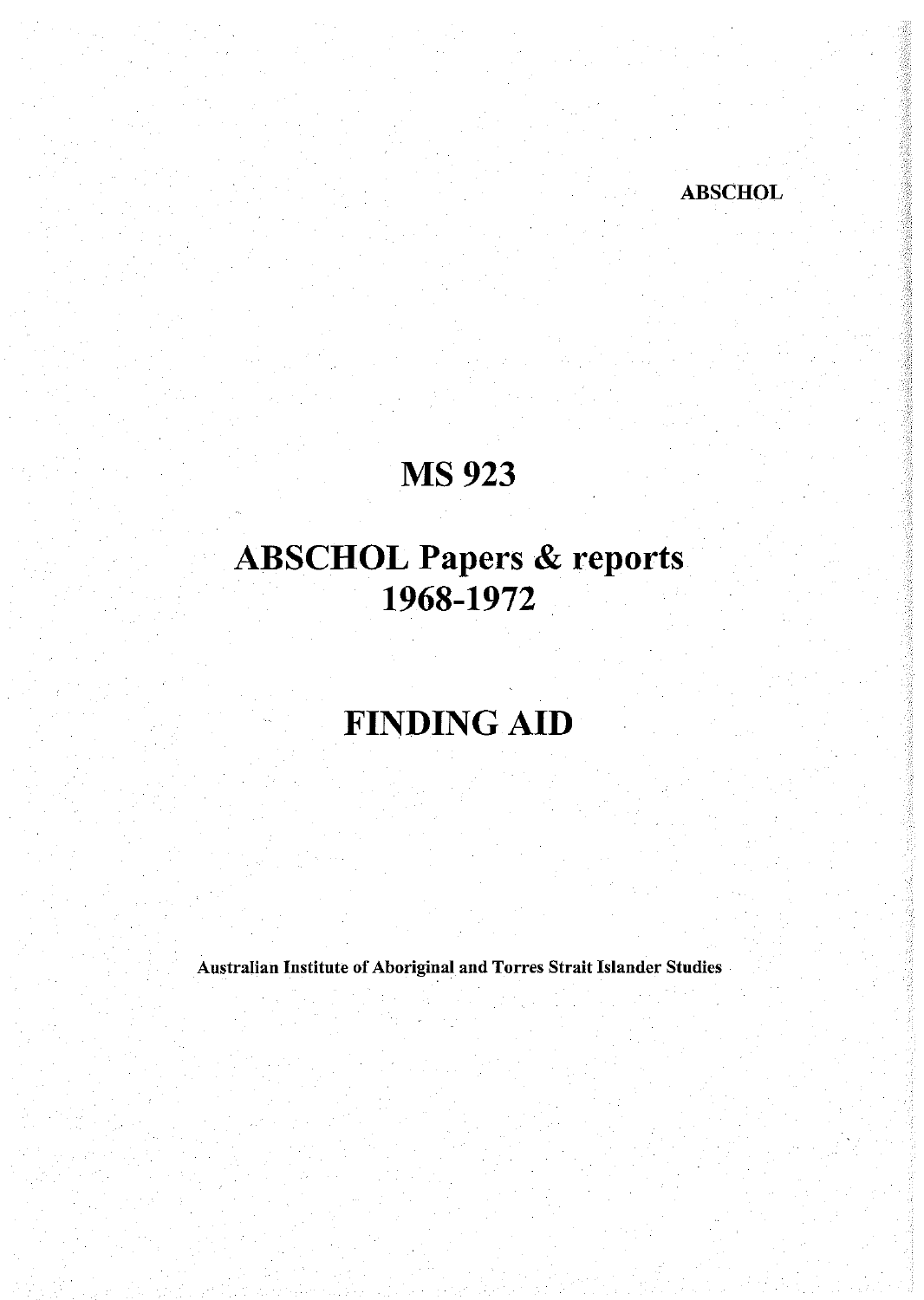ABSCHOL

# MS 923

# ABSCHOL Papers & reports 1968-1972

# FINDING AID

**Australian Institute of Aboriginal and Torres Strait Islander Studies**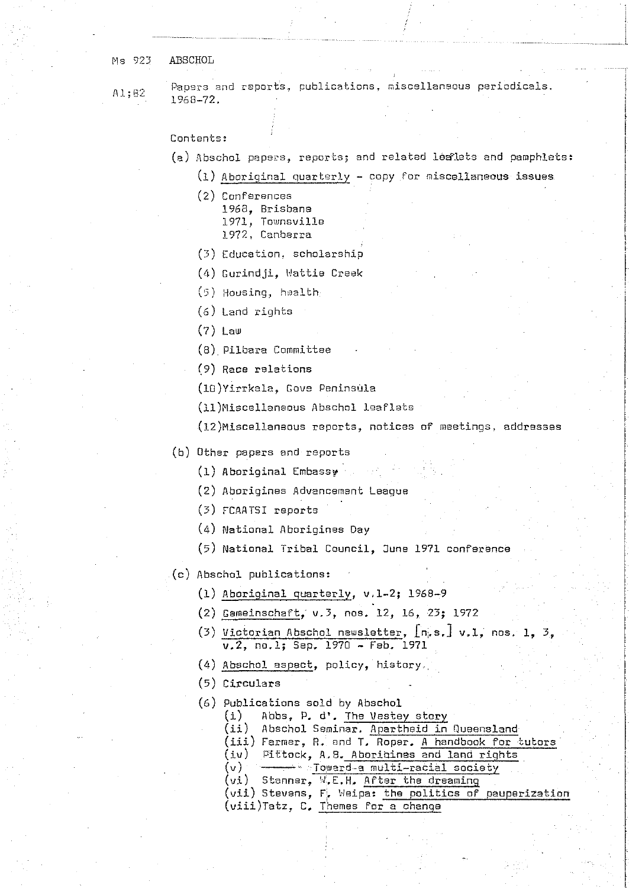Ms 923 ABSCHOL

A1;82 Papers and reports, publications, miscellaneous periodicals. 1968-72.

Contents:

(a) Abschol papers, reports; and related leaflets and pamphlets:

- (1) Aboriginal quarterly - copy for miscellaneous issues
- (2) Conferences
  - 1968, Brisbane
  - 1971, Townsville
  - 1972, Canberra
- (3) Education, scholarship
- (4) Gurindji, Wattie Creek
- (5) Housing, health
- (6) Land rights
- (7) Law
- (8) Pilbara Committee
- (9) Race relations
- (10) Yirrkala, Gove Peninsula
- (11) Miscellaneous Abschol leaflets
- (12) Miscellaneous reports, notices of meetings, addresses

(b) Other papers and reports

- (1) Aboriginal Embassy
- (2) Aborigines Advancement League
- (3) FCAATSI reports
- (4) National Aborigines Day
- (5) National Tribal Council, June 1971 conference

(c) Abschol publications:

- (1) Aboriginal quarterly, v.1-2; 1968-9
- (2) Gemeinschaft, v.3, nos. 12, 16, 23; 1972
- (3) Victorian Abschol newsletter, [n.s.] v.1, nos. 1, 3, v.2, no.1; Sep. 1970 - Feb. 1971
- (4) Abschol aspect, policy, history.
- (5) Circulars
- (6) Publications sold by Abschol
  - (i) Abbs, P. d'. The Vestey story
  - (ii) Abschol Seminar. Apartheid in Queensland
  - (iii) Farmer, R. and T. Roper. A handbook for tutors
  - (iv) Pittock, A.B. Aborigines and land rights
  - (v) ——— Toward a multi-racial society
  - (vi) Stanner, W.E.H. After the dreaming
  - (vii) Stevens, F. Weipa: the politics of pauperization
  - (viii) Tatz, C. Themes for a change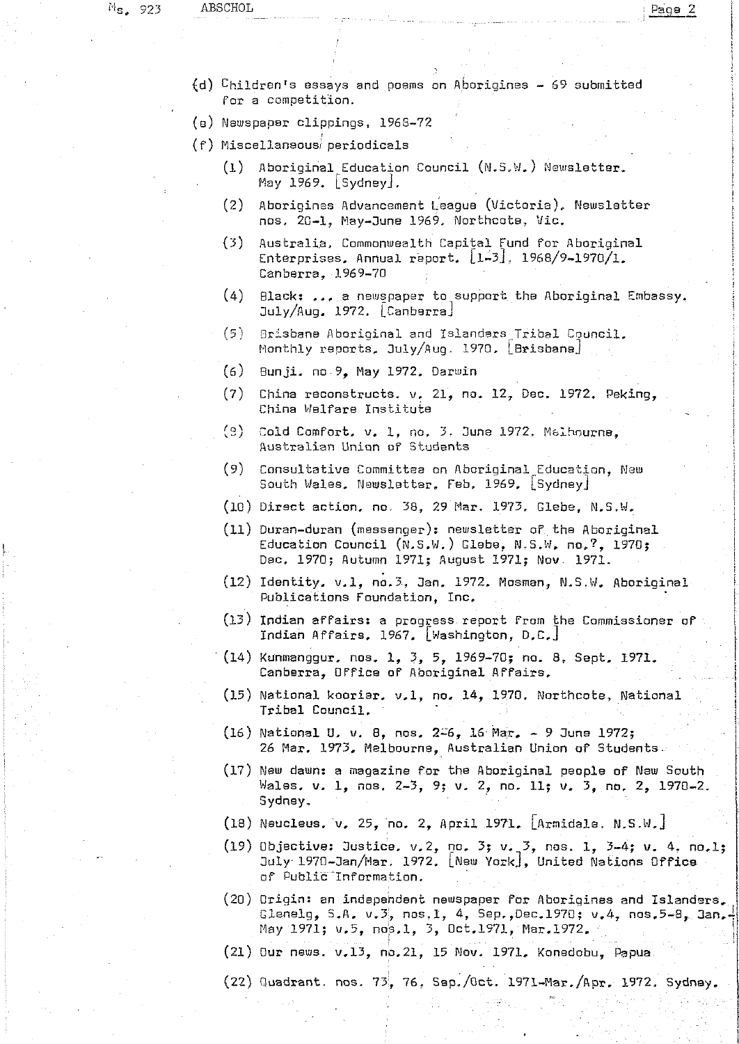(d) Children's essays and poems on Aborigines - 69 submitted for a competition.

(e) Newspaper clippings, 1968-72

(f) Miscellaneous periodicals

(1) Aboriginal Education Council (N.S.W.) Newsletter. May 1969. [Sydney].

(2) Aborigines Advancement League (Victoria). Newsletter nos. 20-1, May-June 1969. Northcote, Vic.

(3) Australia. Commonwealth Capital Fund for Aboriginal Enterprises. Annual report. [1-3]. 1968/9-1970/1. Canberra, 1969-70

(4) Black: ... a newspaper to support the Aboriginal Embassy. July/Aug. 1972. [Canberra]

(5) Brisbane Aboriginal and Islanders Tribal Council. Monthly reports. July/Aug. 1970. [Brisbane]

(6) Bunji. no 9, May 1972. Darwin

(7) China reconstructs. v. 21, no. 12, Dec. 1972. Peking, China Welfare Institute

(8) Cold Comfort. v. 1, no. 3. June 1972. Melbourne, Australian Union of Students

(9) Consultative Committee on Aboriginal Education, New South Wales. Newsletter. Feb. 1969. [Sydney]

(10) Direct action. no. 38, 29 Mar. 1973. Glebe, N.S.W.

(11) Duran-duran (messenger): newsletter of the Aboriginal Education Council (N.S.W.) Glebe, N.S.W. no.?, 1970; Dec. 1970; Autumn 1971; August 1971; Nov. 1971.

(12) Identity. v.1, no.3, Jan. 1972. Mosman, N.S.W. Aboriginal Publications Foundation, Inc.

(13) Indian affairs: a progress report from the Commissioner of Indian Affairs. 1967. [Washington, D.C.]

(14) Kunmanggur. nos. 1, 3, 5, 1969-70; no. 8, Sept. 1971. Canberra, Office of Aboriginal Affairs.

(15) National koorier. v.1, no. 14, 1970. Northcote, National Tribal Council.

(16) National U. v. 8, nos. 2-6, 16 Mar. - 9 June 1972; 26 Mar. 1973. Melbourne, Australian Union of Students.

(17) New dawn: a magazine for the Aboriginal people of New South Wales. v. 1, nos. 2-3, 9; v. 2, no. 11; v. 3, no. 2, 1970-2. Sydney.

(18) Neucleus. v. 25, no. 2, April 1971. [Armidale. N.S.W.]

(19) Objective: Justice. v.2, no. 3; v. 3, nos. 1, 3-4; v. 4. no.1; July 1970-Jan/Mar. 1972. [New York], United Nations Office of Public Information.

(20) Origin: an independent newspaper for Aborigines and Islanders. Glenelg, S.A. v.3, nos.1, 4, Sep.,Dec.1970; v.4, nos.5-8, Jan.-May 1971; v.5, nos.1, 3, Oct.1971, Mar.1972.

(21) Our news. v.13, no.21, 15 Nov. 1971. Konedobu, Papua

(22) Quadrant. nos. 73, 76, Sep./Oct. 1971-Mar./Apr. 1972. Sydney.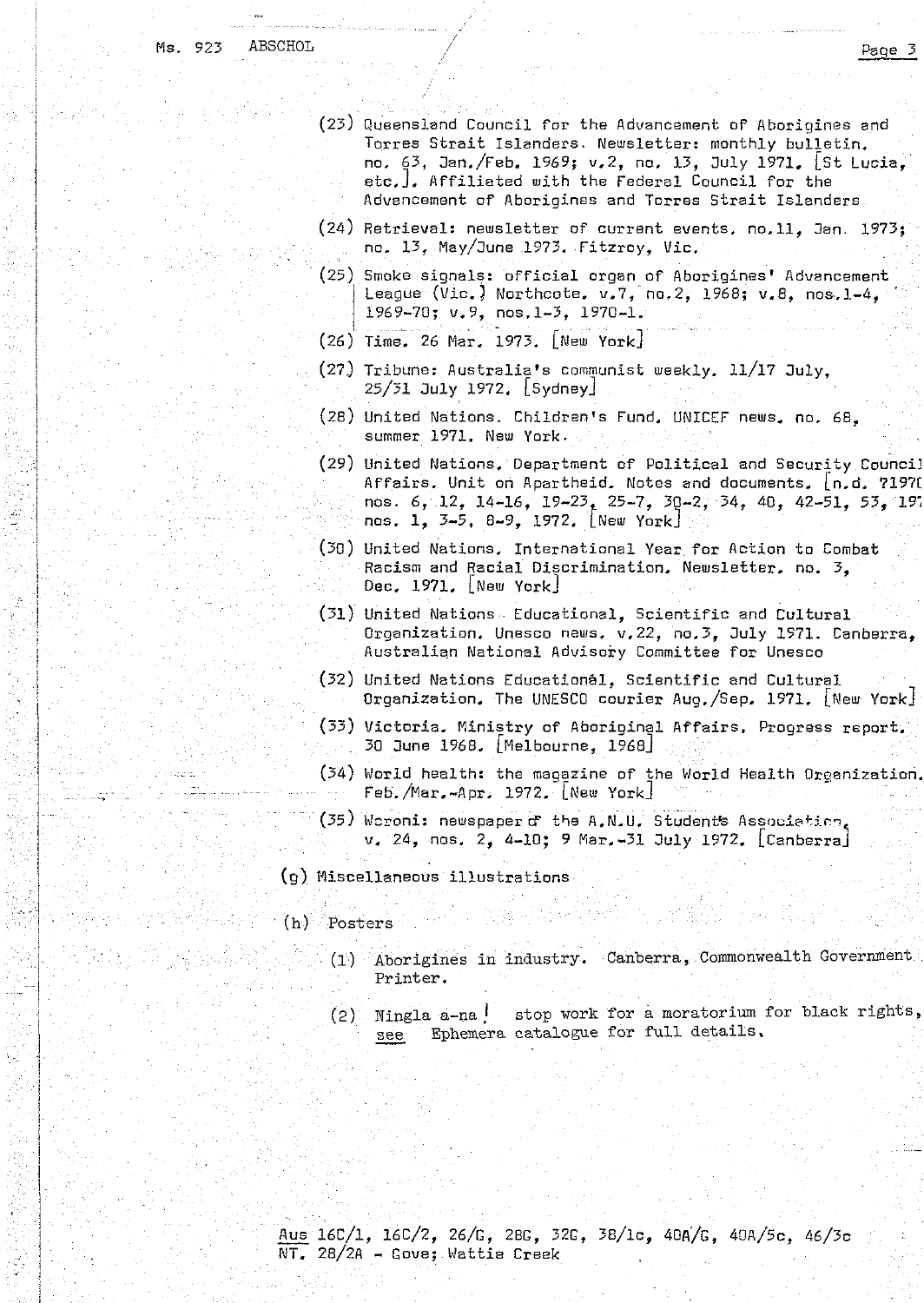(23) Queensland Council for the Advancement of Aborigines and Torres Strait Islanders. Newsletter: monthly bulletin. no. 63, Jan./Feb. 1969; v.2, no. 13, July 1971. [St Lucia, etc.]. Affiliated with the Federal Council for the Advancement of Aborigines and Torres Strait Islanders

(24) Retrieval: newsletter of current events. no.11, Jan. 1973; no. 13, May/June 1973. Fitzroy, Vic.

(25) Smoke signals: official organ of Aborigines' Advancement League (Vic.) Northcote. v.7, no.2, 1968; v.8, nos.1-4, 1969-70; v.9, nos.1-3, 1970-1.

(26) Time. 26 Mar. 1973. [New York]

(27) Tribune: Australia's communist weekly. 11/17 July, 25/31 July 1972. [Sydney]

(28) United Nations. Children's Fund. UNICEF news. no. 68, summer 1971. New York.

(29) United Nations. Department of Political and Security Council Affairs. Unit on Apartheid. Notes and documents. [n.d. ?1970 nos. 6, 12, 14-16, 19-23, 25-7, 30-2, 34, 40, 42-51, 53, 197 nos. 1, 3-5, 8-9, 1972. [New York]

(30) United Nations. International Year for Action to Combat Racism and Racial Discrimination. Newsletter. no. 3, Dec. 1971. [New York]

(31) United Nations Educational, Scientific and Cultural Organization. Unesco news. v.22, no.3, July 1971. Canberra, Australian National Advisory Committee for Unesco

(32) United Nations Educational, Scientific and Cultural Organization. The UNESCO courier Aug./Sep. 1971. [New York]

(33) Victoria. Ministry of Aboriginal Affairs. Progress report. 30 June 1968. [Melbourne, 1968]

(34) World health: the magazine of the World Health Organization. Feb./Mar.-Apr. 1972. [New York]

(35) Woroni: newspaper of the A.N.U. Students Association, v. 24, nos. 2, 4-10; 9 Mar.-31 July 1972. [Canberra]

(g) Miscellaneous illustrations

(h) Posters

(1) Aborigines in industry. Canberra, Commonwealth Government Printer.

(2) Ningla a-na! stop work for a moratorium for black rights, see Ephemera catalogue for full details.

Aus 16C/1, 16C/2, 26/G, 28G, 32G, 38/1c, 40A/G, 40A/5c, 46/3c
NT. 28/2A - Gove; Wattie Creek